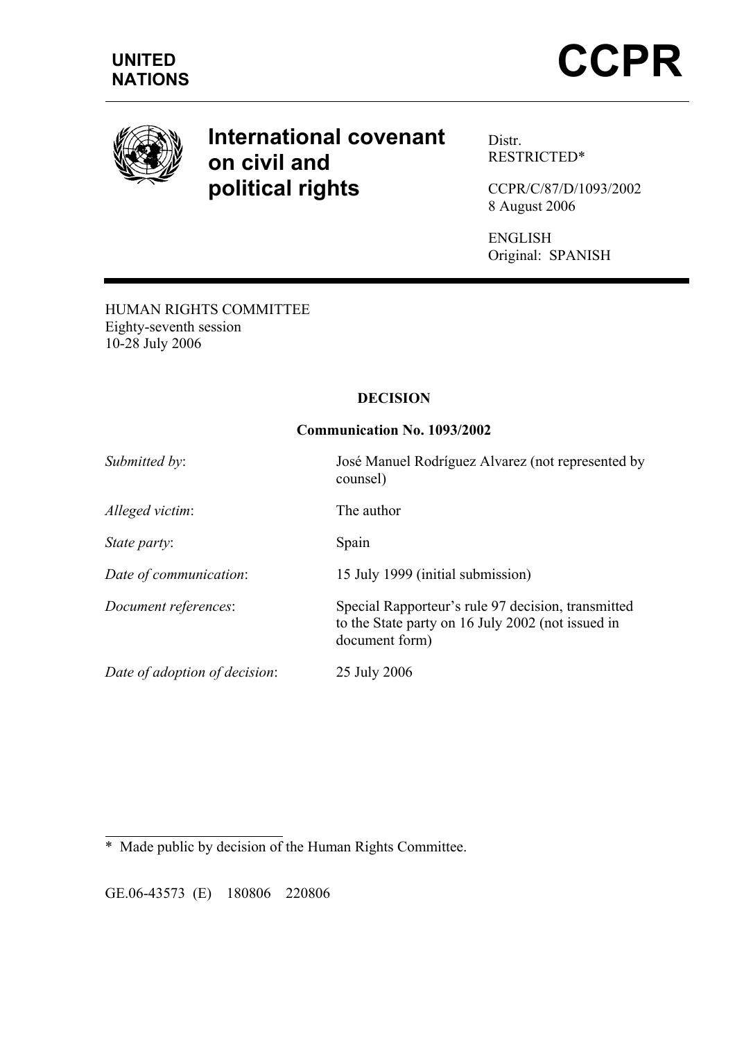UNITED NATIONS

# CCPR

## International covenant on civil and political rights

Distr.
RESTRICTED*

CCPR/C/87/D/1093/2002
8 August 2006

ENGLISH
Original: SPANISH

HUMAN RIGHTS COMMITTEE
Eighty-seventh session
10-28 July 2006

**DECISION**

**Communication No. 1093/2002**

| | |
|---|---|
| *Submitted by*: | José Manuel Rodríguez Alvarez (not represented by counsel) |
| *Alleged victim*: | The author |
| *State party*: | Spain |
| *Date of communication*: | 15 July 1999 (initial submission) |
| *Document references*: | Special Rapporteur's rule 97 decision, transmitted to the State party on 16 July 2002 (not issued in document form) |
| *Date of adoption of decision*: | 25 July 2006 |

\* Made public by decision of the Human Rights Committee.

GE.06-43573 (E) 180806 220806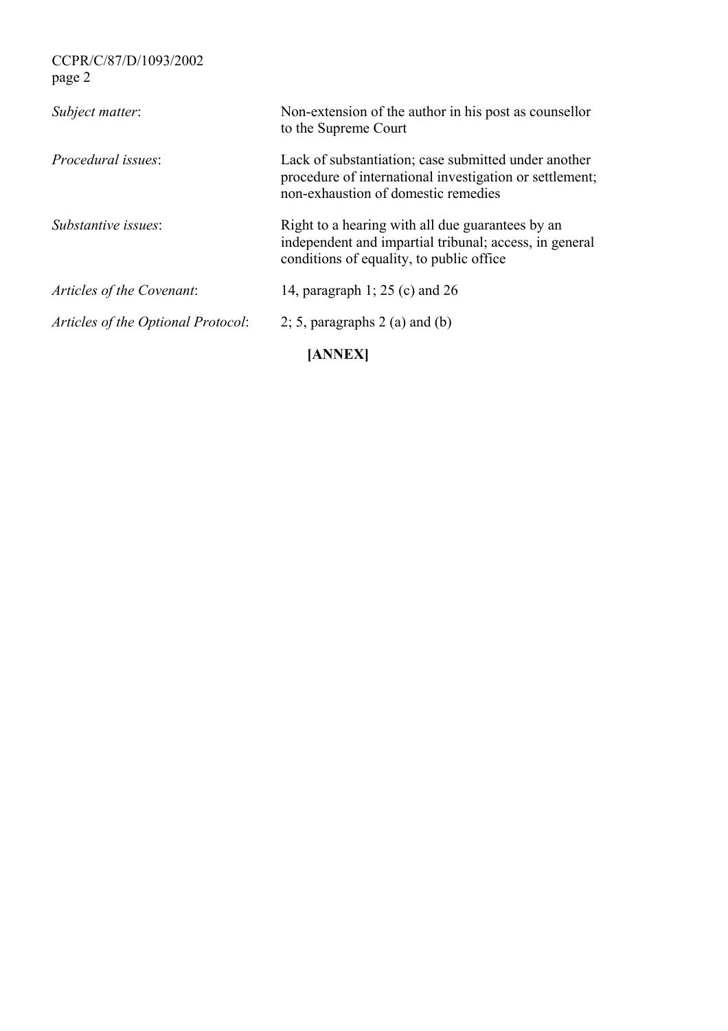| | |
|---|---|
| *Subject matter*: | Non-extension of the author in his post as counsellor to the Supreme Court |
| *Procedural issues*: | Lack of substantiation; case submitted under another procedure of international investigation or settlement; non-exhaustion of domestic remedies |
| *Substantive issues*: | Right to a hearing with all due guarantees by an independent and impartial tribunal; access, in general conditions of equality, to public office |
| *Articles of the Covenant*: | 14, paragraph 1; 25 (c) and 26 |
| *Articles of the Optional Protocol*: | 2; 5, paragraphs 2 (a) and (b) |

**[ANNEX]**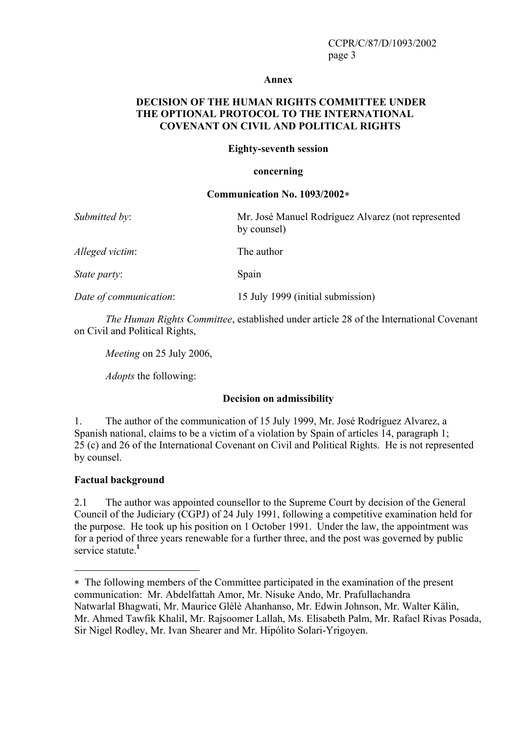**Annex**

**DECISION OF THE HUMAN RIGHTS COMMITTEE UNDER THE OPTIONAL PROTOCOL TO THE INTERNATIONAL COVENANT ON CIVIL AND POLITICAL RIGHTS**

**Eighty-seventh session**

**concerning**

**Communication No. 1093/2002***

*Submitted by*: Mr. José Manuel Rodríguez Alvarez (not represented by counsel)

*Alleged victim*: The author

*State party*: Spain

*Date of communication*: 15 July 1999 (initial submission)

*The Human Rights Committee*, established under article 28 of the International Covenant on Civil and Political Rights,

*Meeting* on 25 July 2006,

*Adopts* the following:

**Decision on admissibility**

1. The author of the communication of 15 July 1999, Mr. José Rodríguez Alvarez, a Spanish national, claims to be a victim of a violation by Spain of articles 14, paragraph 1; 25 (c) and 26 of the International Covenant on Civil and Political Rights. He is not represented by counsel.

**Factual background**

2.1 The author was appointed counsellor to the Supreme Court by decision of the General Council of the Judiciary (CGPJ) of 24 July 1991, following a competitive examination held for the purpose. He took up his position on 1 October 1991. Under the law, the appointment was for a period of three years renewable for a further three, and the post was governed by public service statute.[1]

---

* The following members of the Committee participated in the examination of the present communication: Mr. Abdelfattah Amor, Mr. Nisuke Ando, Mr. Prafullachandra Natwarlal Bhagwati, Mr. Maurice Glèlè Ahanhanso, Mr. Edwin Johnson, Mr. Walter Kälin, Mr. Ahmed Tawfik Khalil, Mr. Rajsoomer Lallah, Ms. Elisabeth Palm, Mr. Rafael Rivas Posada, Sir Nigel Rodley, Mr. Ivan Shearer and Mr. Hipólito Solari-Yrigoyen.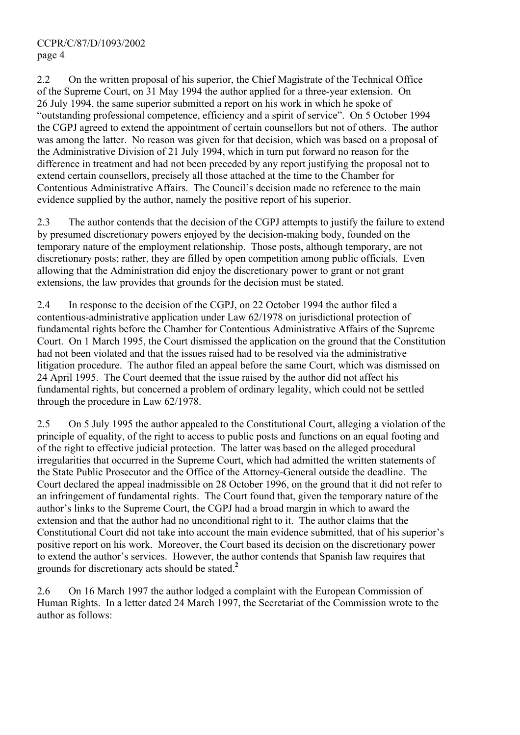2.2 On the written proposal of his superior, the Chief Magistrate of the Technical Office of the Supreme Court, on 31 May 1994 the author applied for a three-year extension. On 26 July 1994, the same superior submitted a report on his work in which he spoke of "outstanding professional competence, efficiency and a spirit of service". On 5 October 1994 the CGPJ agreed to extend the appointment of certain counsellors but not of others. The author was among the latter. No reason was given for that decision, which was based on a proposal of the Administrative Division of 21 July 1994, which in turn put forward no reason for the difference in treatment and had not been preceded by any report justifying the proposal not to extend certain counsellors, precisely all those attached at the time to the Chamber for Contentious Administrative Affairs. The Council's decision made no reference to the main evidence supplied by the author, namely the positive report of his superior.

2.3 The author contends that the decision of the CGPJ attempts to justify the failure to extend by presumed discretionary powers enjoyed by the decision-making body, founded on the temporary nature of the employment relationship. Those posts, although temporary, are not discretionary posts; rather, they are filled by open competition among public officials. Even allowing that the Administration did enjoy the discretionary power to grant or not grant extensions, the law provides that grounds for the decision must be stated.

2.4 In response to the decision of the CGPJ, on 22 October 1994 the author filed a contentious-administrative application under Law 62/1978 on jurisdictional protection of fundamental rights before the Chamber for Contentious Administrative Affairs of the Supreme Court. On 1 March 1995, the Court dismissed the application on the ground that the Constitution had not been violated and that the issues raised had to be resolved via the administrative litigation procedure. The author filed an appeal before the same Court, which was dismissed on 24 April 1995. The Court deemed that the issue raised by the author did not affect his fundamental rights, but concerned a problem of ordinary legality, which could not be settled through the procedure in Law 62/1978.

2.5 On 5 July 1995 the author appealed to the Constitutional Court, alleging a violation of the principle of equality, of the right to access to public posts and functions on an equal footing and of the right to effective judicial protection. The latter was based on the alleged procedural irregularities that occurred in the Supreme Court, which had admitted the written statements of the State Public Prosecutor and the Office of the Attorney-General outside the deadline. The Court declared the appeal inadmissible on 28 October 1996, on the ground that it did not refer to an infringement of fundamental rights. The Court found that, given the temporary nature of the author's links to the Supreme Court, the CGPJ had a broad margin in which to award the extension and that the author had no unconditional right to it. The author claims that the Constitutional Court did not take into account the main evidence submitted, that of his superior's positive report on his work. Moreover, the Court based its decision on the discretionary power to extend the author's services. However, the author contends that Spanish law requires that grounds for discretionary acts should be stated.[2]

2.6 On 16 March 1997 the author lodged a complaint with the European Commission of Human Rights. In a letter dated 24 March 1997, the Secretariat of the Commission wrote to the author as follows: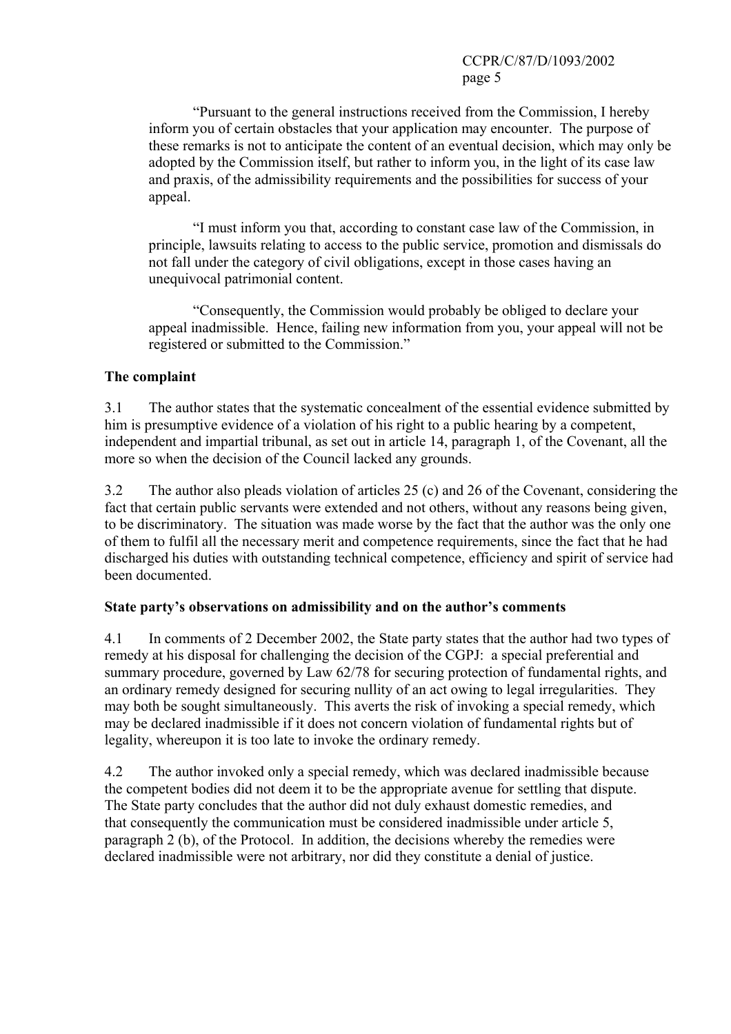"Pursuant to the general instructions received from the Commission, I hereby inform you of certain obstacles that your application may encounter. The purpose of these remarks is not to anticipate the content of an eventual decision, which may only be adopted by the Commission itself, but rather to inform you, in the light of its case law and praxis, of the admissibility requirements and the possibilities for success of your appeal.

"I must inform you that, according to constant case law of the Commission, in principle, lawsuits relating to access to the public service, promotion and dismissals do not fall under the category of civil obligations, except in those cases having an unequivocal patrimonial content.

"Consequently, the Commission would probably be obliged to declare your appeal inadmissible. Hence, failing new information from you, your appeal will not be registered or submitted to the Commission."

**The complaint**

3.1 The author states that the systematic concealment of the essential evidence submitted by him is presumptive evidence of a violation of his right to a public hearing by a competent, independent and impartial tribunal, as set out in article 14, paragraph 1, of the Covenant, all the more so when the decision of the Council lacked any grounds.

3.2 The author also pleads violation of articles 25 (c) and 26 of the Covenant, considering the fact that certain public servants were extended and not others, without any reasons being given, to be discriminatory. The situation was made worse by the fact that the author was the only one of them to fulfil all the necessary merit and competence requirements, since the fact that he had discharged his duties with outstanding technical competence, efficiency and spirit of service had been documented.

**State party's observations on admissibility and on the author's comments**

4.1 In comments of 2 December 2002, the State party states that the author had two types of remedy at his disposal for challenging the decision of the CGPJ: a special preferential and summary procedure, governed by Law 62/78 for securing protection of fundamental rights, and an ordinary remedy designed for securing nullity of an act owing to legal irregularities. They may both be sought simultaneously. This averts the risk of invoking a special remedy, which may be declared inadmissible if it does not concern violation of fundamental rights but of legality, whereupon it is too late to invoke the ordinary remedy.

4.2 The author invoked only a special remedy, which was declared inadmissible because the competent bodies did not deem it to be the appropriate avenue for settling that dispute. The State party concludes that the author did not duly exhaust domestic remedies, and that consequently the communication must be considered inadmissible under article 5, paragraph 2 (b), of the Protocol. In addition, the decisions whereby the remedies were declared inadmissible were not arbitrary, nor did they constitute a denial of justice.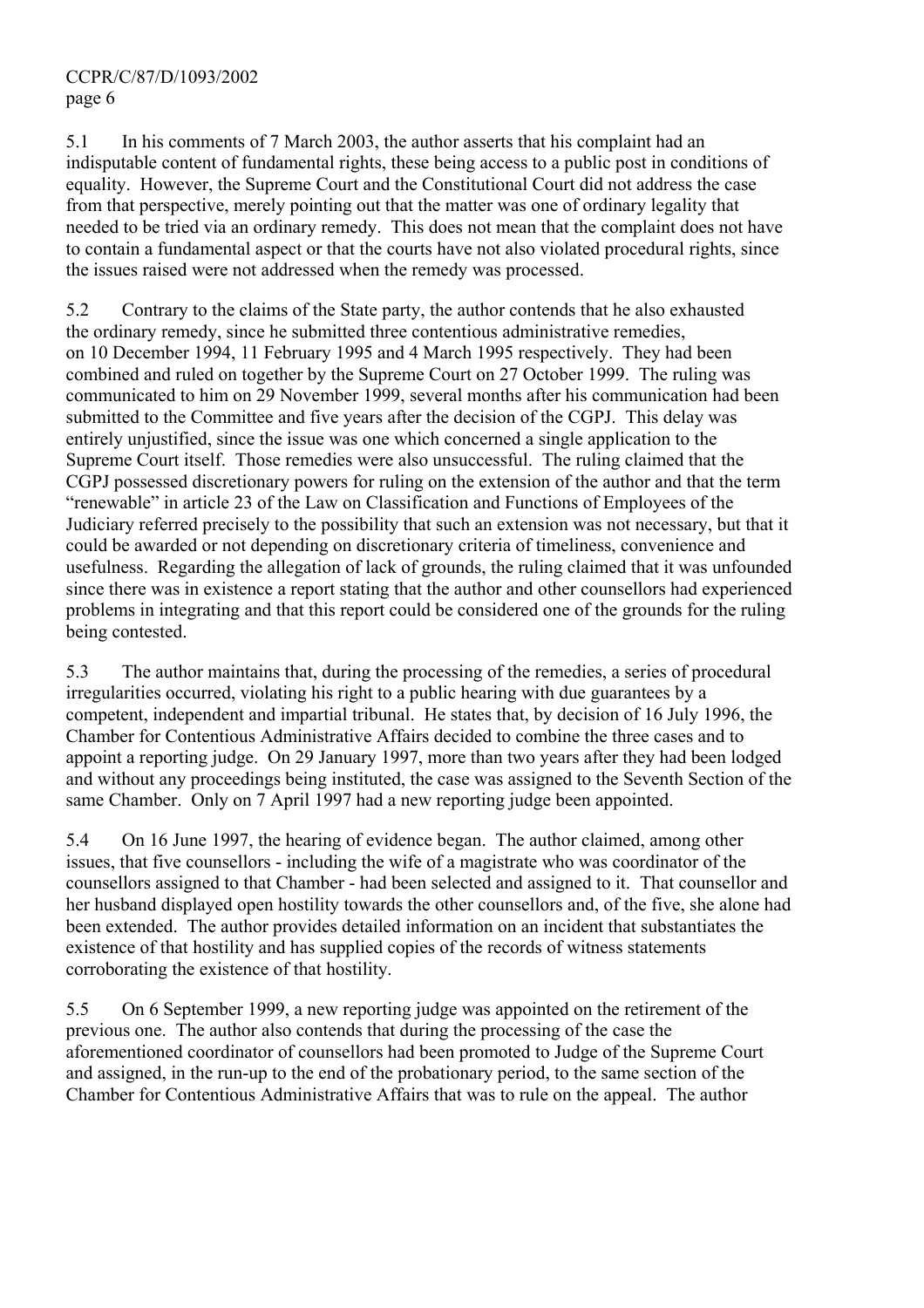5.1 In his comments of 7 March 2003, the author asserts that his complaint had an indisputable content of fundamental rights, these being access to a public post in conditions of equality. However, the Supreme Court and the Constitutional Court did not address the case from that perspective, merely pointing out that the matter was one of ordinary legality that needed to be tried via an ordinary remedy. This does not mean that the complaint does not have to contain a fundamental aspect or that the courts have not also violated procedural rights, since the issues raised were not addressed when the remedy was processed.

5.2 Contrary to the claims of the State party, the author contends that he also exhausted the ordinary remedy, since he submitted three contentious administrative remedies, on 10 December 1994, 11 February 1995 and 4 March 1995 respectively. They had been combined and ruled on together by the Supreme Court on 27 October 1999. The ruling was communicated to him on 29 November 1999, several months after his communication had been submitted to the Committee and five years after the decision of the CGPJ. This delay was entirely unjustified, since the issue was one which concerned a single application to the Supreme Court itself. Those remedies were also unsuccessful. The ruling claimed that the CGPJ possessed discretionary powers for ruling on the extension of the author and that the term "renewable" in article 23 of the Law on Classification and Functions of Employees of the Judiciary referred precisely to the possibility that such an extension was not necessary, but that it could be awarded or not depending on discretionary criteria of timeliness, convenience and usefulness. Regarding the allegation of lack of grounds, the ruling claimed that it was unfounded since there was in existence a report stating that the author and other counsellors had experienced problems in integrating and that this report could be considered one of the grounds for the ruling being contested.

5.3 The author maintains that, during the processing of the remedies, a series of procedural irregularities occurred, violating his right to a public hearing with due guarantees by a competent, independent and impartial tribunal. He states that, by decision of 16 July 1996, the Chamber for Contentious Administrative Affairs decided to combine the three cases and to appoint a reporting judge. On 29 January 1997, more than two years after they had been lodged and without any proceedings being instituted, the case was assigned to the Seventh Section of the same Chamber. Only on 7 April 1997 had a new reporting judge been appointed.

5.4 On 16 June 1997, the hearing of evidence began. The author claimed, among other issues, that five counsellors - including the wife of a magistrate who was coordinator of the counsellors assigned to that Chamber - had been selected and assigned to it. That counsellor and her husband displayed open hostility towards the other counsellors and, of the five, she alone had been extended. The author provides detailed information on an incident that substantiates the existence of that hostility and has supplied copies of the records of witness statements corroborating the existence of that hostility.

5.5 On 6 September 1999, a new reporting judge was appointed on the retirement of the previous one. The author also contends that during the processing of the case the aforementioned coordinator of counsellors had been promoted to Judge of the Supreme Court and assigned, in the run-up to the end of the probationary period, to the same section of the Chamber for Contentious Administrative Affairs that was to rule on the appeal. The author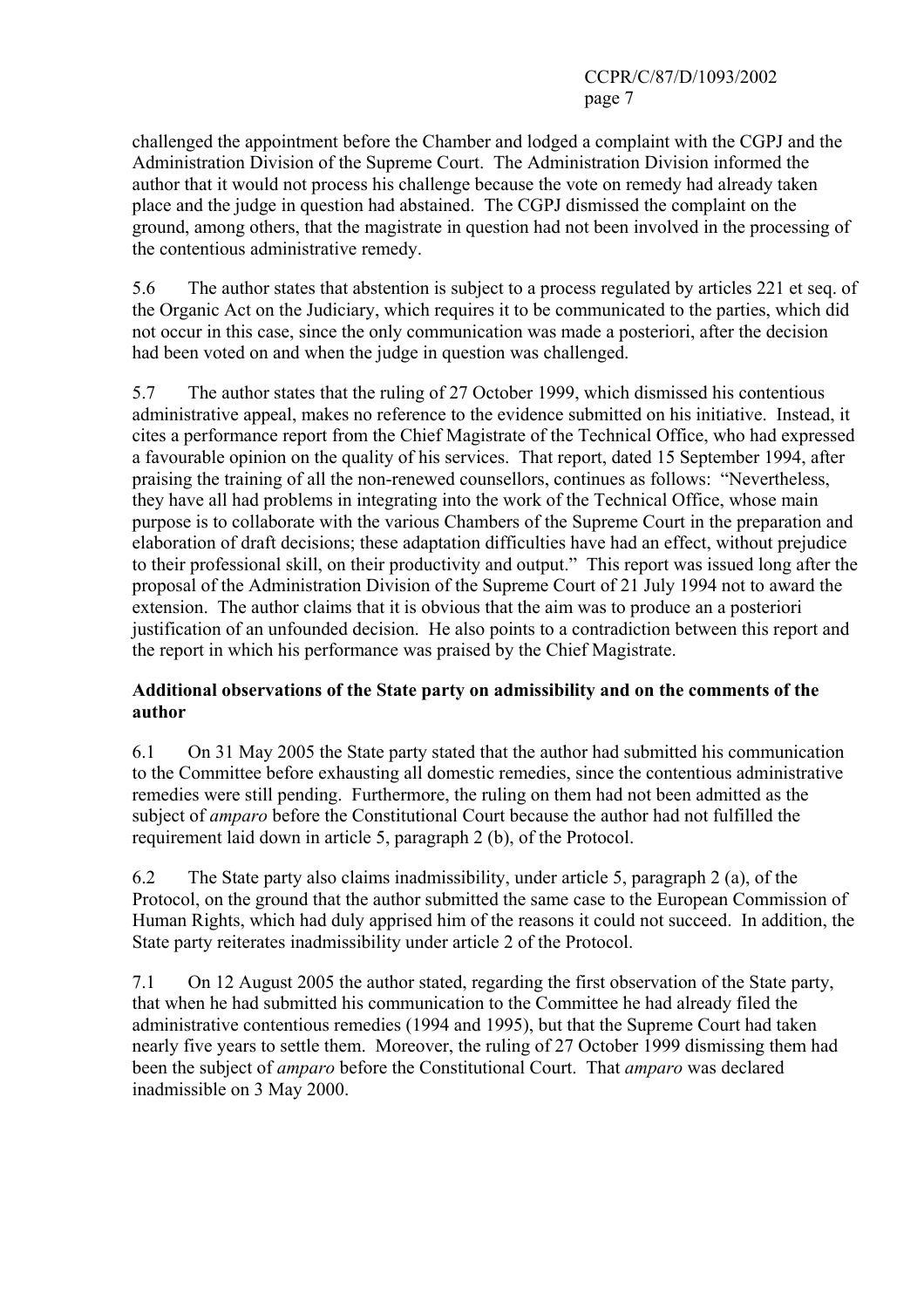challenged the appointment before the Chamber and lodged a complaint with the CGPJ and the Administration Division of the Supreme Court. The Administration Division informed the author that it would not process his challenge because the vote on remedy had already taken place and the judge in question had abstained. The CGPJ dismissed the complaint on the ground, among others, that the magistrate in question had not been involved in the processing of the contentious administrative remedy.

5.6 The author states that abstention is subject to a process regulated by articles 221 et seq. of the Organic Act on the Judiciary, which requires it to be communicated to the parties, which did not occur in this case, since the only communication was made a posteriori, after the decision had been voted on and when the judge in question was challenged.

5.7 The author states that the ruling of 27 October 1999, which dismissed his contentious administrative appeal, makes no reference to the evidence submitted on his initiative. Instead, it cites a performance report from the Chief Magistrate of the Technical Office, who had expressed a favourable opinion on the quality of his services. That report, dated 15 September 1994, after praising the training of all the non-renewed counsellors, continues as follows: "Nevertheless, they have all had problems in integrating into the work of the Technical Office, whose main purpose is to collaborate with the various Chambers of the Supreme Court in the preparation and elaboration of draft decisions; these adaptation difficulties have had an effect, without prejudice to their professional skill, on their productivity and output." This report was issued long after the proposal of the Administration Division of the Supreme Court of 21 July 1994 not to award the extension. The author claims that it is obvious that the aim was to produce an a posteriori justification of an unfounded decision. He also points to a contradiction between this report and the report in which his performance was praised by the Chief Magistrate.

**Additional observations of the State party on admissibility and on the comments of the author**

6.1 On 31 May 2005 the State party stated that the author had submitted his communication to the Committee before exhausting all domestic remedies, since the contentious administrative remedies were still pending. Furthermore, the ruling on them had not been admitted as the subject of *amparo* before the Constitutional Court because the author had not fulfilled the requirement laid down in article 5, paragraph 2 (b), of the Protocol.

6.2 The State party also claims inadmissibility, under article 5, paragraph 2 (a), of the Protocol, on the ground that the author submitted the same case to the European Commission of Human Rights, which had duly apprised him of the reasons it could not succeed. In addition, the State party reiterates inadmissibility under article 2 of the Protocol.

7.1 On 12 August 2005 the author stated, regarding the first observation of the State party, that when he had submitted his communication to the Committee he had already filed the administrative contentious remedies (1994 and 1995), but that the Supreme Court had taken nearly five years to settle them. Moreover, the ruling of 27 October 1999 dismissing them had been the subject of *amparo* before the Constitutional Court. That *amparo* was declared inadmissible on 3 May 2000.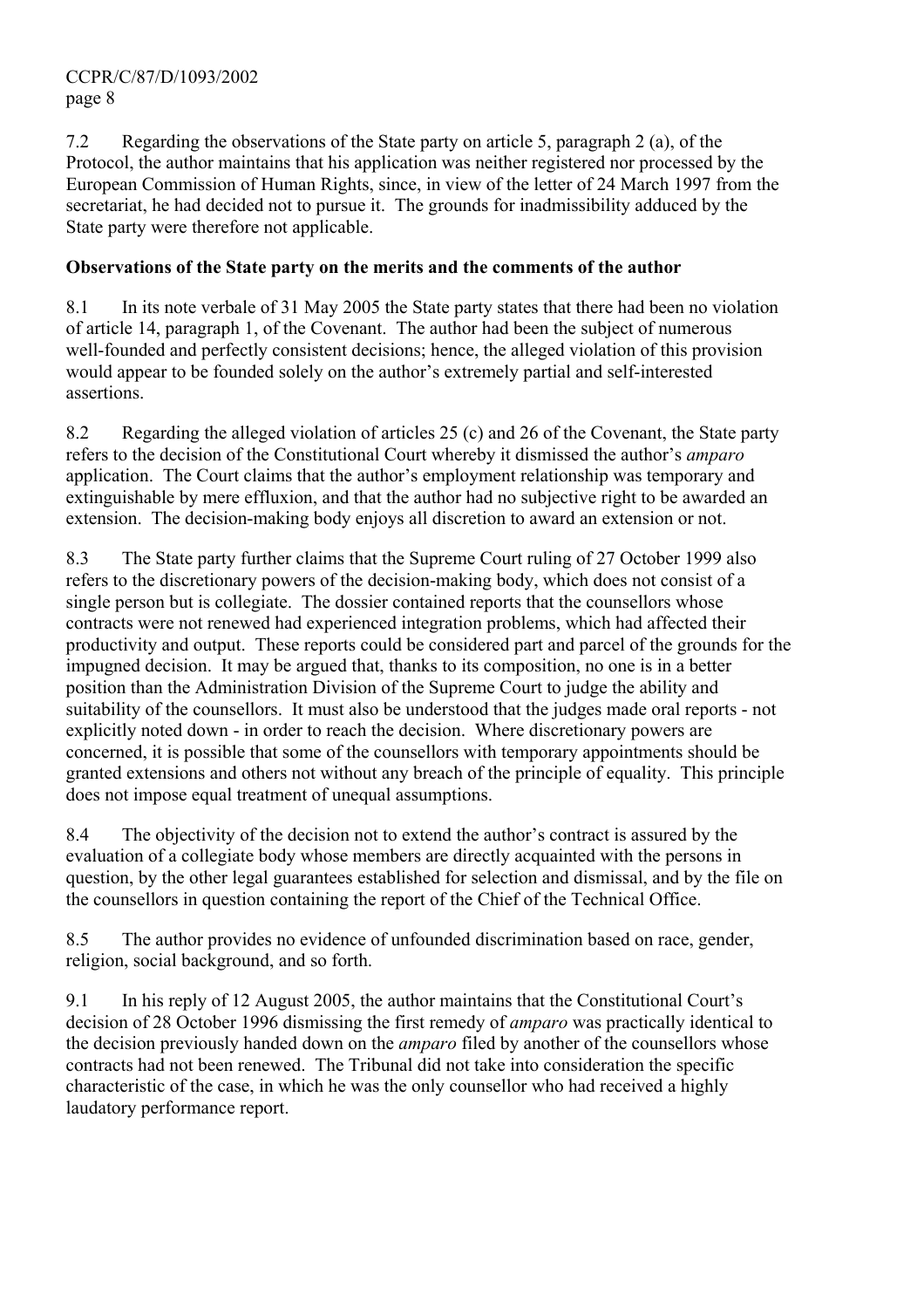7.2 Regarding the observations of the State party on article 5, paragraph 2 (a), of the Protocol, the author maintains that his application was neither registered nor processed by the European Commission of Human Rights, since, in view of the letter of 24 March 1997 from the secretariat, he had decided not to pursue it. The grounds for inadmissibility adduced by the State party were therefore not applicable.

**Observations of the State party on the merits and the comments of the author**

8.1 In its note verbale of 31 May 2005 the State party states that there had been no violation of article 14, paragraph 1, of the Covenant. The author had been the subject of numerous well-founded and perfectly consistent decisions; hence, the alleged violation of this provision would appear to be founded solely on the author's extremely partial and self-interested assertions.

8.2 Regarding the alleged violation of articles 25 (c) and 26 of the Covenant, the State party refers to the decision of the Constitutional Court whereby it dismissed the author's *amparo* application. The Court claims that the author's employment relationship was temporary and extinguishable by mere effluxion, and that the author had no subjective right to be awarded an extension. The decision-making body enjoys all discretion to award an extension or not.

8.3 The State party further claims that the Supreme Court ruling of 27 October 1999 also refers to the discretionary powers of the decision-making body, which does not consist of a single person but is collegiate. The dossier contained reports that the counsellors whose contracts were not renewed had experienced integration problems, which had affected their productivity and output. These reports could be considered part and parcel of the grounds for the impugned decision. It may be argued that, thanks to its composition, no one is in a better position than the Administration Division of the Supreme Court to judge the ability and suitability of the counsellors. It must also be understood that the judges made oral reports - not explicitly noted down - in order to reach the decision. Where discretionary powers are concerned, it is possible that some of the counsellors with temporary appointments should be granted extensions and others not without any breach of the principle of equality. This principle does not impose equal treatment of unequal assumptions.

8.4 The objectivity of the decision not to extend the author's contract is assured by the evaluation of a collegiate body whose members are directly acquainted with the persons in question, by the other legal guarantees established for selection and dismissal, and by the file on the counsellors in question containing the report of the Chief of the Technical Office.

8.5 The author provides no evidence of unfounded discrimination based on race, gender, religion, social background, and so forth.

9.1 In his reply of 12 August 2005, the author maintains that the Constitutional Court's decision of 28 October 1996 dismissing the first remedy of *amparo* was practically identical to the decision previously handed down on the *amparo* filed by another of the counsellors whose contracts had not been renewed. The Tribunal did not take into consideration the specific characteristic of the case, in which he was the only counsellor who had received a highly laudatory performance report.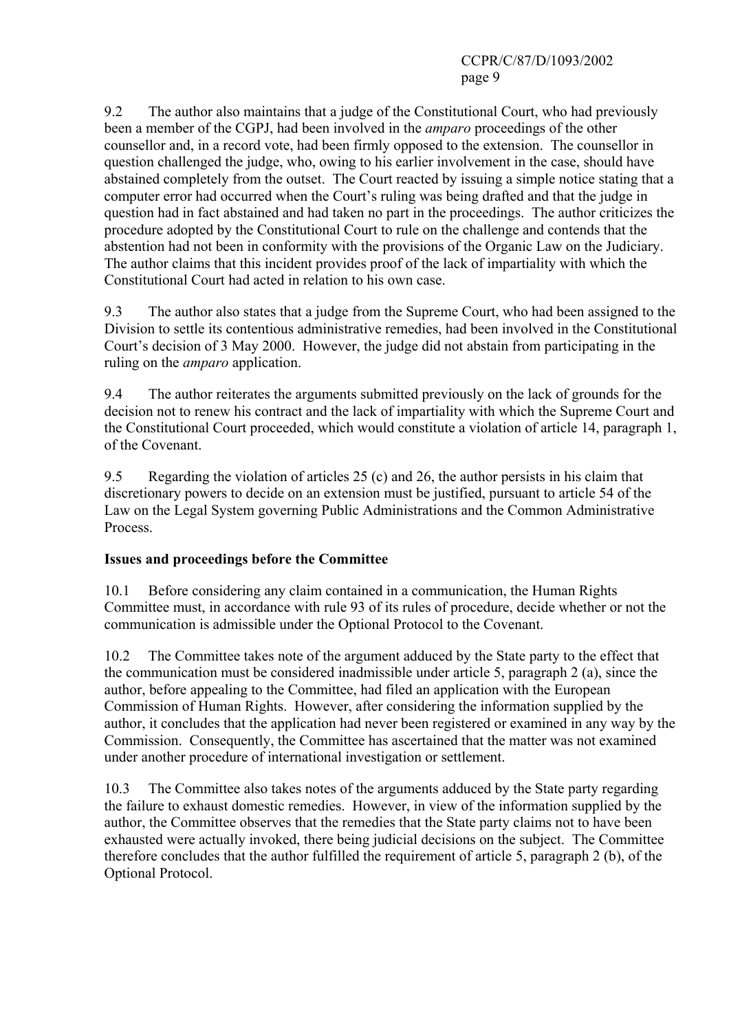9.2 The author also maintains that a judge of the Constitutional Court, who had previously been a member of the CGPJ, had been involved in the *amparo* proceedings of the other counsellor and, in a record vote, had been firmly opposed to the extension. The counsellor in question challenged the judge, who, owing to his earlier involvement in the case, should have abstained completely from the outset. The Court reacted by issuing a simple notice stating that a computer error had occurred when the Court's ruling was being drafted and that the judge in question had in fact abstained and had taken no part in the proceedings. The author criticizes the procedure adopted by the Constitutional Court to rule on the challenge and contends that the abstention had not been in conformity with the provisions of the Organic Law on the Judiciary. The author claims that this incident provides proof of the lack of impartiality with which the Constitutional Court had acted in relation to his own case.

9.3 The author also states that a judge from the Supreme Court, who had been assigned to the Division to settle its contentious administrative remedies, had been involved in the Constitutional Court's decision of 3 May 2000. However, the judge did not abstain from participating in the ruling on the *amparo* application.

9.4 The author reiterates the arguments submitted previously on the lack of grounds for the decision not to renew his contract and the lack of impartiality with which the Supreme Court and the Constitutional Court proceeded, which would constitute a violation of article 14, paragraph 1, of the Covenant.

9.5 Regarding the violation of articles 25 (c) and 26, the author persists in his claim that discretionary powers to decide on an extension must be justified, pursuant to article 54 of the Law on the Legal System governing Public Administrations and the Common Administrative Process.

**Issues and proceedings before the Committee**

10.1 Before considering any claim contained in a communication, the Human Rights Committee must, in accordance with rule 93 of its rules of procedure, decide whether or not the communication is admissible under the Optional Protocol to the Covenant.

10.2 The Committee takes note of the argument adduced by the State party to the effect that the communication must be considered inadmissible under article 5, paragraph 2 (a), since the author, before appealing to the Committee, had filed an application with the European Commission of Human Rights. However, after considering the information supplied by the author, it concludes that the application had never been registered or examined in any way by the Commission. Consequently, the Committee has ascertained that the matter was not examined under another procedure of international investigation or settlement.

10.3 The Committee also takes notes of the arguments adduced by the State party regarding the failure to exhaust domestic remedies. However, in view of the information supplied by the author, the Committee observes that the remedies that the State party claims not to have been exhausted were actually invoked, there being judicial decisions on the subject. The Committee therefore concludes that the author fulfilled the requirement of article 5, paragraph 2 (b), of the Optional Protocol.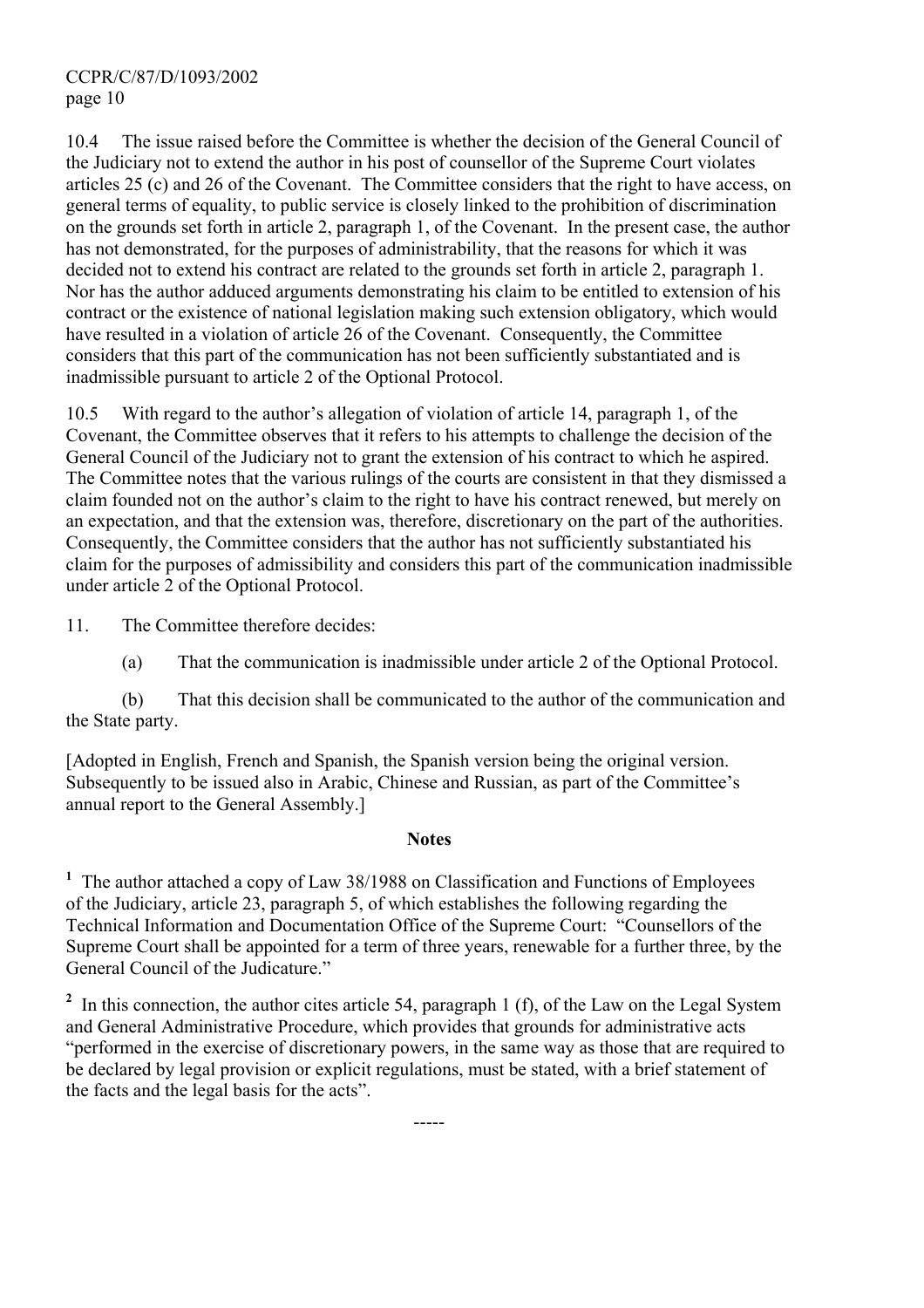10.4 The issue raised before the Committee is whether the decision of the General Council of the Judiciary not to extend the author in his post of counsellor of the Supreme Court violates articles 25 (c) and 26 of the Covenant. The Committee considers that the right to have access, on general terms of equality, to public service is closely linked to the prohibition of discrimination on the grounds set forth in article 2, paragraph 1, of the Covenant. In the present case, the author has not demonstrated, for the purposes of administrability, that the reasons for which it was decided not to extend his contract are related to the grounds set forth in article 2, paragraph 1. Nor has the author adduced arguments demonstrating his claim to be entitled to extension of his contract or the existence of national legislation making such extension obligatory, which would have resulted in a violation of article 26 of the Covenant. Consequently, the Committee considers that this part of the communication has not been sufficiently substantiated and is inadmissible pursuant to article 2 of the Optional Protocol.

10.5 With regard to the author's allegation of violation of article 14, paragraph 1, of the Covenant, the Committee observes that it refers to his attempts to challenge the decision of the General Council of the Judiciary not to grant the extension of his contract to which he aspired. The Committee notes that the various rulings of the courts are consistent in that they dismissed a claim founded not on the author's claim to the right to have his contract renewed, but merely on an expectation, and that the extension was, therefore, discretionary on the part of the authorities. Consequently, the Committee considers that the author has not sufficiently substantiated his claim for the purposes of admissibility and considers this part of the communication inadmissible under article 2 of the Optional Protocol.

11. The Committee therefore decides:

(a) That the communication is inadmissible under article 2 of the Optional Protocol.

(b) That this decision shall be communicated to the author of the communication and the State party.

[Adopted in English, French and Spanish, the Spanish version being the original version. Subsequently to be issued also in Arabic, Chinese and Russian, as part of the Committee's annual report to the General Assembly.]

**Notes**

[1] The author attached a copy of Law 38/1988 on Classification and Functions of Employees of the Judiciary, article 23, paragraph 5, of which establishes the following regarding the Technical Information and Documentation Office of the Supreme Court: "Counsellors of the Supreme Court shall be appointed for a term of three years, renewable for a further three, by the General Council of the Judicature."

[2] In this connection, the author cites article 54, paragraph 1 (f), of the Law on the Legal System and General Administrative Procedure, which provides that grounds for administrative acts "performed in the exercise of discretionary powers, in the same way as those that are required to be declared by legal provision or explicit regulations, must be stated, with a brief statement of the facts and the legal basis for the acts".

-----